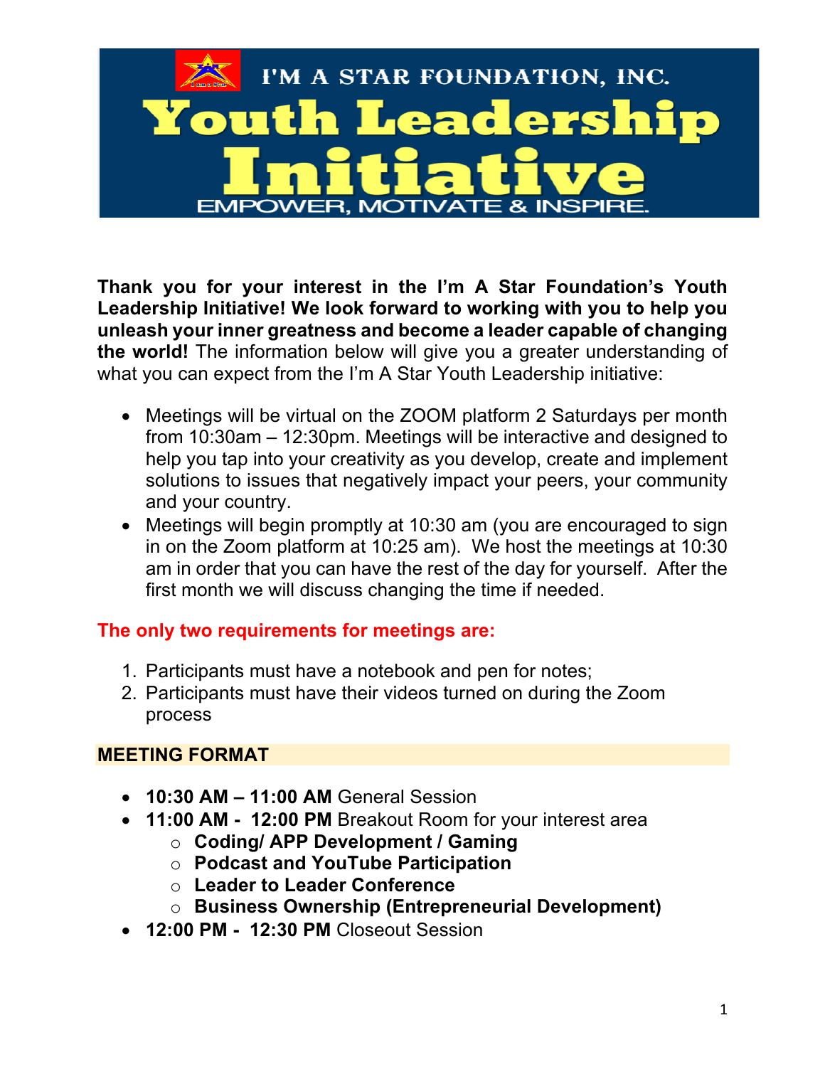# I'M A STAR FOUNDATION, INC.

# Youth Leadership Initiative

EMPOWER, MOTIVATE & INSPIRE.

**Thank you for your interest in the I'm A Star Foundation's Youth Leadership Initiative! We look forward to working with you to help you unleash your inner greatness and become a leader capable of changing the world!** The information below will give you a greater understanding of what you can expect from the I'm A Star Youth Leadership initiative:

- Meetings will be virtual on the ZOOM platform 2 Saturdays per month from 10:30am – 12:30pm. Meetings will be interactive and designed to help you tap into your creativity as you develop, create and implement solutions to issues that negatively impact your peers, your community and your country.
- Meetings will begin promptly at 10:30 am (you are encouraged to sign in on the Zoom platform at 10:25 am). We host the meetings at 10:30 am in order that you can have the rest of the day for yourself. After the first month we will discuss changing the time if needed.

**The only two requirements for meetings are:**

1. Participants must have a notebook and pen for notes;
2. Participants must have their videos turned on during the Zoom process

## MEETING FORMAT

- **10:30 AM – 11:00 AM** General Session
- **11:00 AM - 12:00 PM** Breakout Room for your interest area
  - **Coding/ APP Development / Gaming**
  - **Podcast and YouTube Participation**
  - **Leader to Leader Conference**
  - **Business Ownership (Entrepreneurial Development)**
- **12:00 PM - 12:30 PM** Closeout Session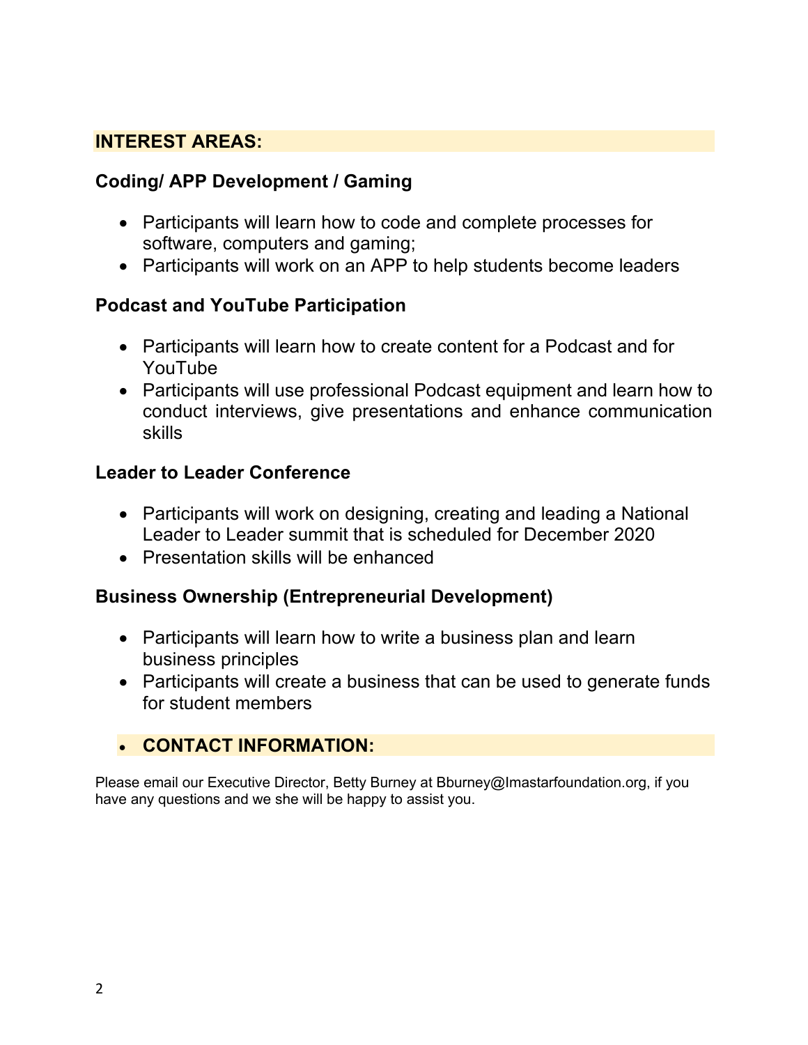## INTEREST AREAS:

### Coding/ APP Development / Gaming

- Participants will learn how to code and complete processes for software, computers and gaming;
- Participants will work on an APP to help students become leaders

### Podcast and YouTube Participation

- Participants will learn how to create content for a Podcast and for YouTube
- Participants will use professional Podcast equipment and learn how to conduct interviews, give presentations and enhance communication skills

### Leader to Leader Conference

- Participants will work on designing, creating and leading a National Leader to Leader summit that is scheduled for December 2020
- Presentation skills will be enhanced

### Business Ownership (Entrepreneurial Development)

- Participants will learn how to write a business plan and learn business principles
- Participants will create a business that can be used to generate funds for student members

- **CONTACT INFORMATION:**

Please email our Executive Director, Betty Burney at Bburney@Imastarfoundation.org, if you have any questions and we she will be happy to assist you.